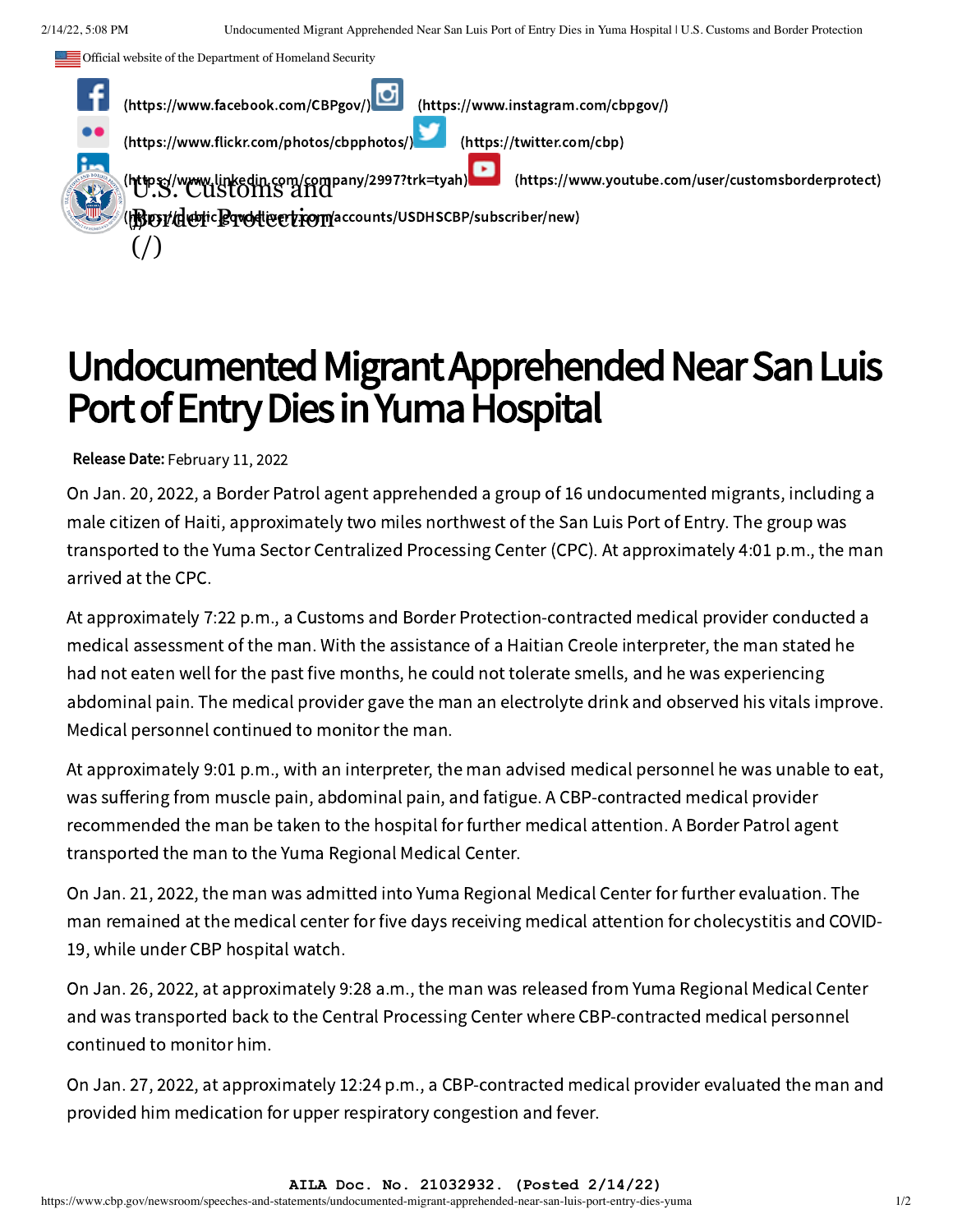# Undocumented Migrant Apprehended Near San Luis Port of Entry Dies in Yuma Hospital

**Release Date:** February 11, 2022

On Jan. 20, 2022, a Border Patrol agent apprehended a group of 16 undocumented migrants, including a male citizen of Haiti, approximately two miles northwest of the San Luis Port of Entry. The group was transported to the Yuma Sector Centralized Processing Center (CPC). At approximately 4:01 p.m., the man arrived at the CPC.

At approximately 7:22 p.m., a Customs and Border Protection-contracted medical provider conducted a medical assessment of the man. With the assistance of a Haitian Creole interpreter, the man stated he had not eaten well for the past five months, he could not tolerate smells, and he was experiencing abdominal pain. The medical provider gave the man an electrolyte drink and observed his vitals improve. Medical personnel continued to monitor the man.

At approximately 9:01 p.m., with an interpreter, the man advised medical personnel he was unable to eat, was suffering from muscle pain, abdominal pain, and fatigue. A CBP-contracted medical provider recommended the man be taken to the hospital for further medical attention. A Border Patrol agent transported the man to the Yuma Regional Medical Center.

On Jan. 21, 2022, the man was admitted into Yuma Regional Medical Center for further evaluation. The man remained at the medical center for five days receiving medical attention for cholecystitis and COVID-19, while under CBP hospital watch.

On Jan. 26, 2022, at approximately 9:28 a.m., the man was released from Yuma Regional Medical Center and was transported back to the Central Processing Center where CBP-contracted medical personnel continued to monitor him.

On Jan. 27, 2022, at approximately 12:24 p.m., a CBP-contracted medical provider evaluated the man and provided him medication for upper respiratory congestion and fever.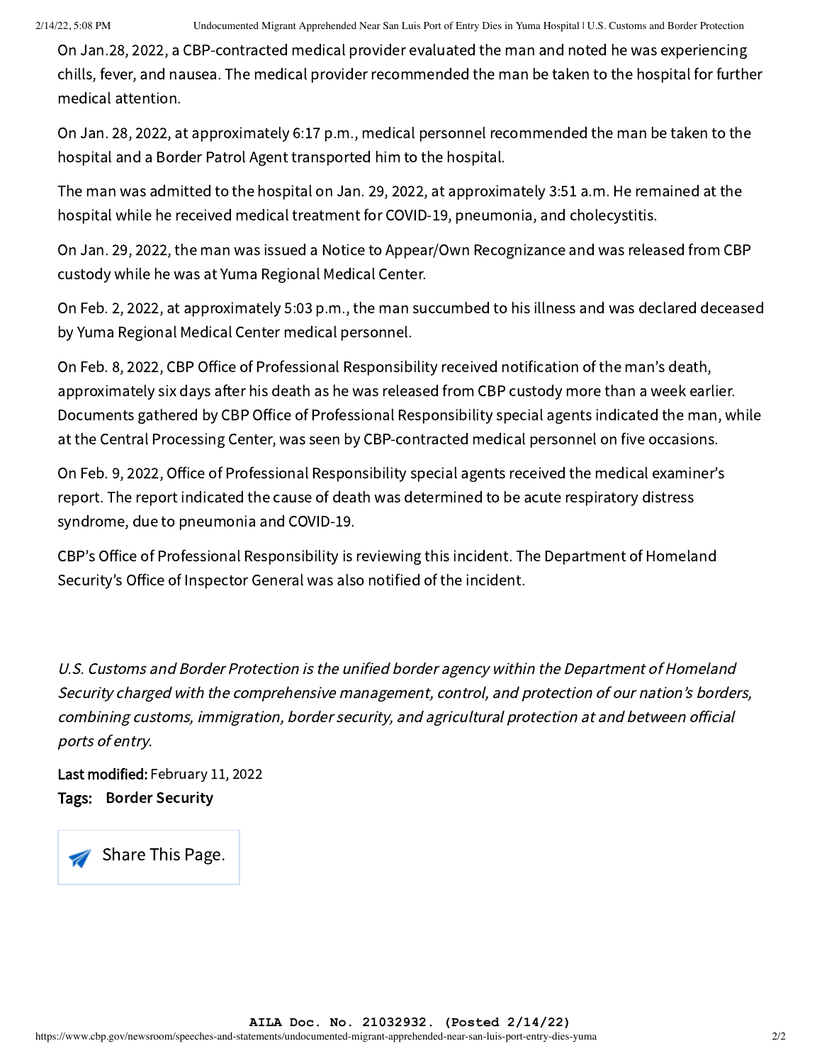On Jan.28, 2022, a CBP-contracted medical provider evaluated the man and noted he was experiencing chills, fever, and nausea. The medical provider recommended the man be taken to the hospital for further medical attention.

On Jan. 28, 2022, at approximately 6:17 p.m., medical personnel recommended the man be taken to the hospital and a Border Patrol Agent transported him to the hospital.

The man was admitted to the hospital on Jan. 29, 2022, at approximately 3:51 a.m. He remained at the hospital while he received medical treatment for COVID-19, pneumonia, and cholecystitis.

On Jan. 29, 2022, the man was issued a Notice to Appear/Own Recognizance and was released from CBP custody while he was at Yuma Regional Medical Center.

On Feb. 2, 2022, at approximately 5:03 p.m., the man succumbed to his illness and was declared deceased by Yuma Regional Medical Center medical personnel.

On Feb. 8, 2022, CBP Office of Professional Responsibility received notification of the man's death, approximately six days after his death as he was released from CBP custody more than a week earlier. Documents gathered by CBP Office of Professional Responsibility special agents indicated the man, while at the Central Processing Center, was seen by CBP-contracted medical personnel on five occasions.

On Feb. 9, 2022, Office of Professional Responsibility special agents received the medical examiner's report. The report indicated the cause of death was determined to be acute respiratory distress syndrome, due to pneumonia and COVID-19.

CBP's Office of Professional Responsibility is reviewing this incident. The Department of Homeland Security's Office of Inspector General was also notified of the incident.

*U.S. Customs and Border Protection is the unified border agency within the Department of Homeland Security charged with the comprehensive management, control, and protection of our nation's borders, combining customs, immigration, border security, and agricultural protection at and between official ports of entry.*

**Last modified:** February 11, 2022
**Tags:** **Border Security**

Share This Page.

**AILA Doc. No. 21032932. (Posted 2/14/22)**